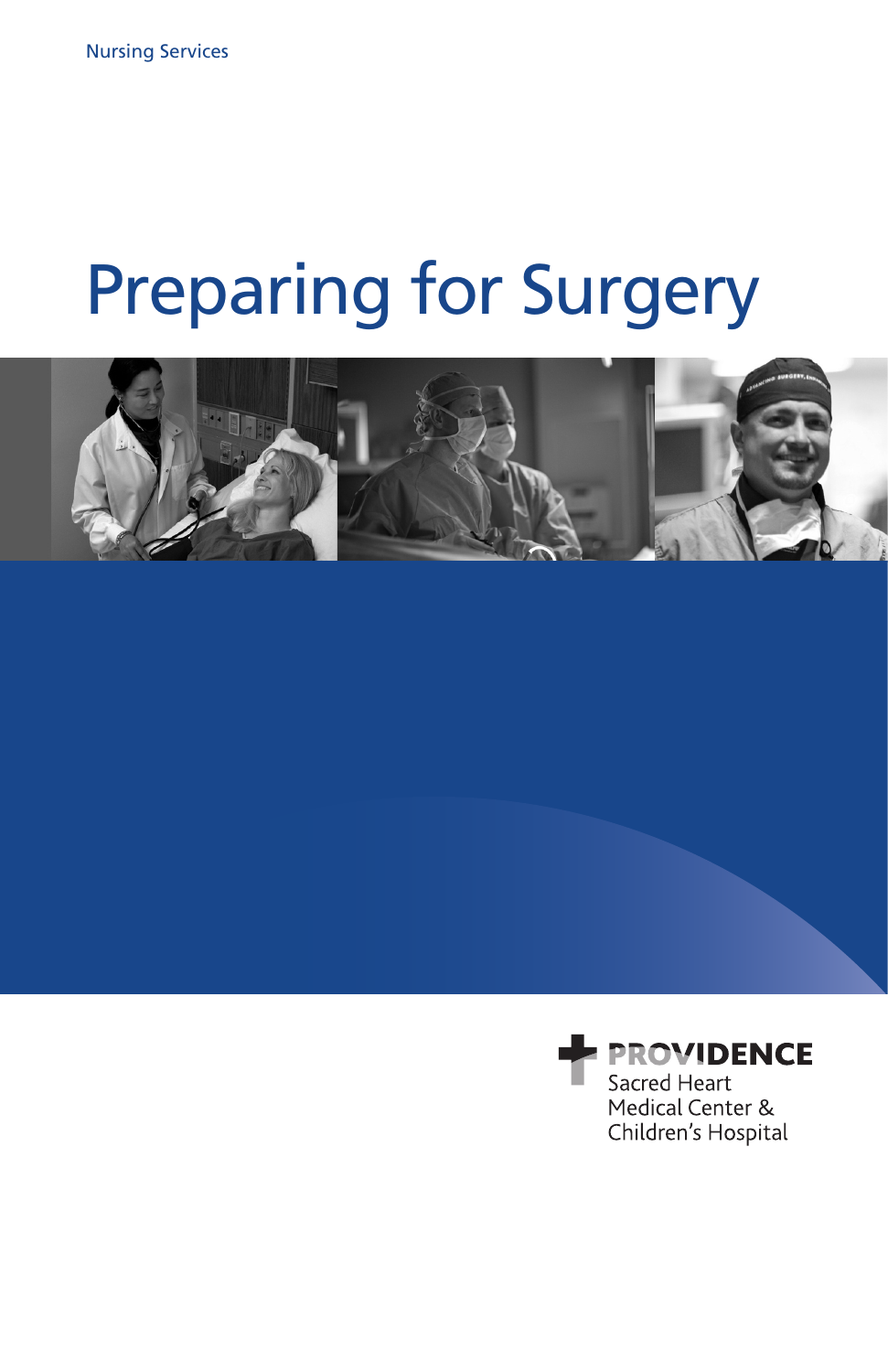Nursing Services

# Preparing for Surgery

PROVIDENCE
Sacred Heart
Medical Center &
Children's Hospital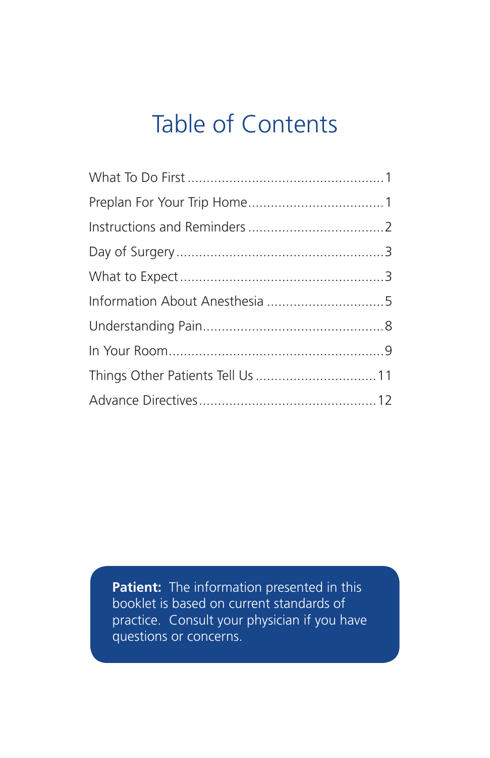# Table of Contents

| | |
|---|---|
| What To Do First | 1 |
| Preplan For Your Trip Home | 1 |
| Instructions and Reminders | 2 |
| Day of Surgery | 3 |
| What to Expect | 3 |
| Information About Anesthesia | 5 |
| Understanding Pain | 8 |
| In Your Room | 9 |
| Things Other Patients Tell Us | 11 |
| Advance Directives | 12 |

**Patient:** The information presented in this booklet is based on current standards of practice. Consult your physician if you have questions or concerns.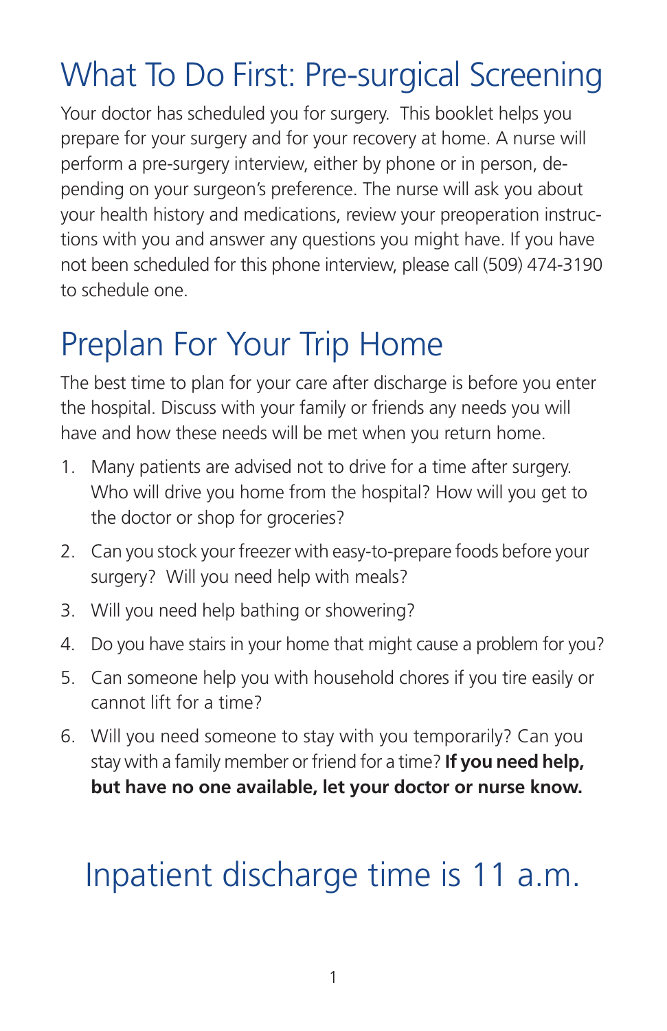# What To Do First: Pre-surgical Screening

Your doctor has scheduled you for surgery. This booklet helps you prepare for your surgery and for your recovery at home. A nurse will perform a pre-surgery interview, either by phone or in person, depending on your surgeon's preference. The nurse will ask you about your health history and medications, review your preoperation instructions with you and answer any questions you might have. If you have not been scheduled for this phone interview, please call (509) 474-3190 to schedule one.

# Preplan For Your Trip Home

The best time to plan for your care after discharge is before you enter the hospital. Discuss with your family or friends any needs you will have and how these needs will be met when you return home.

1. Many patients are advised not to drive for a time after surgery. Who will drive you home from the hospital? How will you get to the doctor or shop for groceries?
2. Can you stock your freezer with easy-to-prepare foods before your surgery? Will you need help with meals?
3. Will you need help bathing or showering?
4. Do you have stairs in your home that might cause a problem for you?
5. Can someone help you with household chores if you tire easily or cannot lift for a time?
6. Will you need someone to stay with you temporarily? Can you stay with a family member or friend for a time? **If you need help, but have no one available, let your doctor or nurse know.**

## Inpatient discharge time is 11 a.m.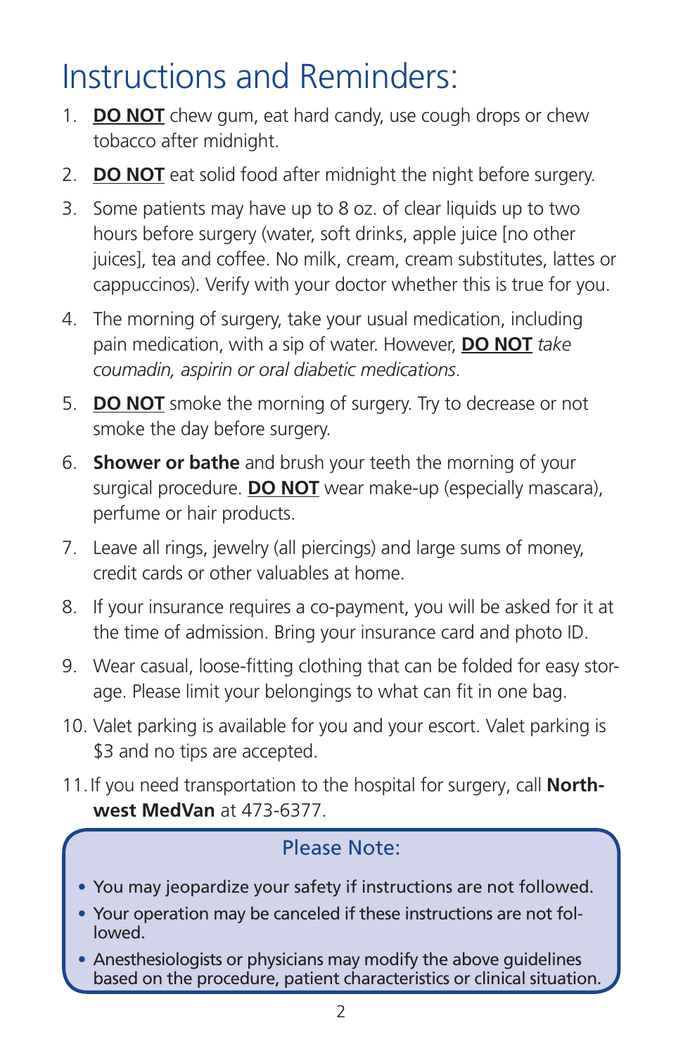# Instructions and Reminders:

1. **<u>DO NOT</u>** chew gum, eat hard candy, use cough drops or chew tobacco after midnight.
2. **<u>DO NOT</u>** eat solid food after midnight the night before surgery.
3. Some patients may have up to 8 oz. of clear liquids up to two hours before surgery (water, soft drinks, apple juice [no other juices], tea and coffee. No milk, cream, cream substitutes, lattes or cappuccinos). Verify with your doctor whether this is true for you.
4. The morning of surgery, take your usual medication, including pain medication, with a sip of water. However, **<u>DO NOT</u>** *take coumadin, aspirin or oral diabetic medications*.
5. **<u>DO NOT</u>** smoke the morning of surgery. Try to decrease or not smoke the day before surgery.
6. **Shower or bathe** and brush your teeth the morning of your surgical procedure. **<u>DO NOT</u>** wear make-up (especially mascara), perfume or hair products.
7. Leave all rings, jewelry (all piercings) and large sums of money, credit cards or other valuables at home.
8. If your insurance requires a co-payment, you will be asked for it at the time of admission. Bring your insurance card and photo ID.
9. Wear casual, loose-fitting clothing that can be folded for easy storage. Please limit your belongings to what can fit in one bag.
10. Valet parking is available for you and your escort. Valet parking is $3 and no tips are accepted.
11. If you need transportation to the hospital for surgery, call **Northwest MedVan** at 473-6377.

## Please Note:

- You may jeopardize your safety if instructions are not followed.
- Your operation may be canceled if these instructions are not followed.
- Anesthesiologists or physicians may modify the above guidelines based on the procedure, patient characteristics or clinical situation.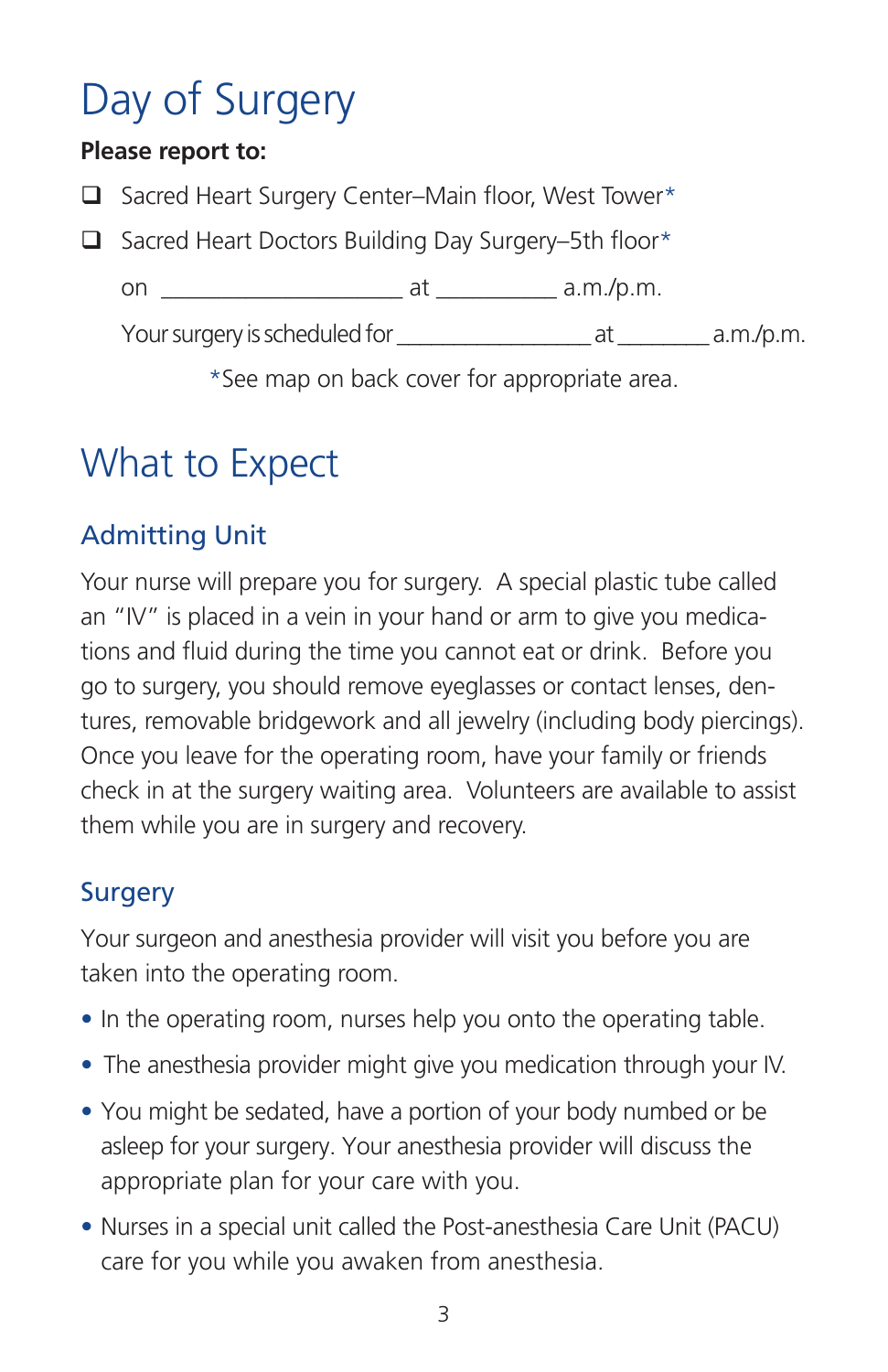# Day of Surgery

**Please report to:**

- ❑ Sacred Heart Surgery Center–Main floor, West Tower*
- ❑ Sacred Heart Doctors Building Day Surgery–5th floor*

on ____________________ at __________ a.m./p.m.

Your surgery is scheduled for ________________ at ________ a.m./p.m.

*See map on back cover for appropriate area.

# What to Expect

## Admitting Unit

Your nurse will prepare you for surgery. A special plastic tube called an "IV" is placed in a vein in your hand or arm to give you medications and fluid during the time you cannot eat or drink. Before you go to surgery, you should remove eyeglasses or contact lenses, dentures, removable bridgework and all jewelry (including body piercings). Once you leave for the operating room, have your family or friends check in at the surgery waiting area. Volunteers are available to assist them while you are in surgery and recovery.

## Surgery

Your surgeon and anesthesia provider will visit you before you are taken into the operating room.

- In the operating room, nurses help you onto the operating table.
- The anesthesia provider might give you medication through your IV.
- You might be sedated, have a portion of your body numbed or be asleep for your surgery. Your anesthesia provider will discuss the appropriate plan for your care with you.
- Nurses in a special unit called the Post-anesthesia Care Unit (PACU) care for you while you awaken from anesthesia.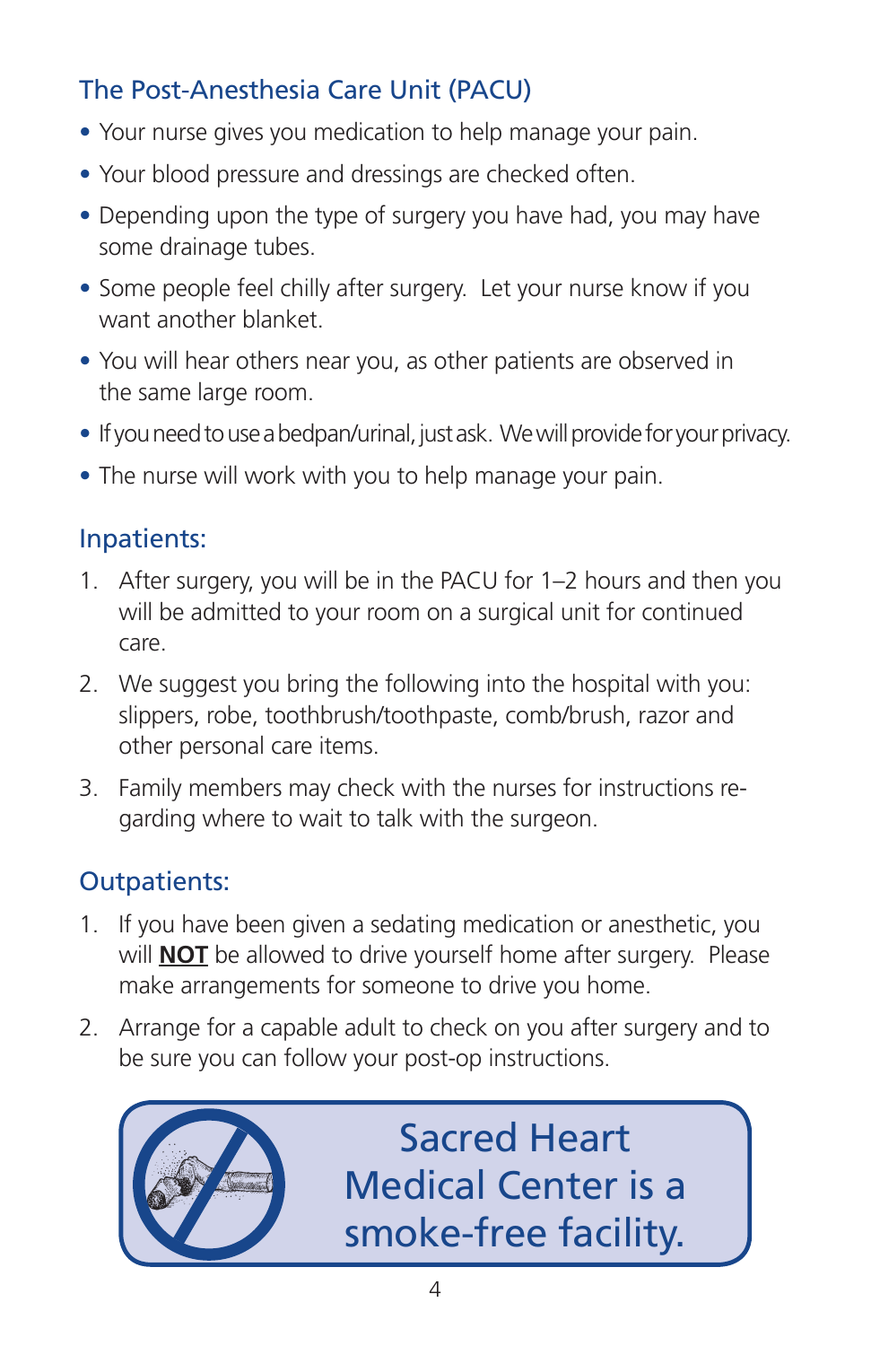## The Post-Anesthesia Care Unit (PACU)

- Your nurse gives you medication to help manage your pain.
- Your blood pressure and dressings are checked often.
- Depending upon the type of surgery you have had, you may have some drainage tubes.
- Some people feel chilly after surgery. Let your nurse know if you want another blanket.
- You will hear others near you, as other patients are observed in the same large room.
- If you need to use a bedpan/urinal, just ask. We will provide for your privacy.
- The nurse will work with you to help manage your pain.

## Inpatients:

1. After surgery, you will be in the PACU for 1–2 hours and then you will be admitted to your room on a surgical unit for continued care.
2. We suggest you bring the following into the hospital with you: slippers, robe, toothbrush/toothpaste, comb/brush, razor and other personal care items.
3. Family members may check with the nurses for instructions regarding where to wait to talk with the surgeon.

## Outpatients:

1. If you have been given a sedating medication or anesthetic, you will **NOT** be allowed to drive yourself home after surgery. Please make arrangements for someone to drive you home.
2. Arrange for a capable adult to check on you after surgery and to be sure you can follow your post-op instructions.

Sacred Heart Medical Center is a smoke-free facility.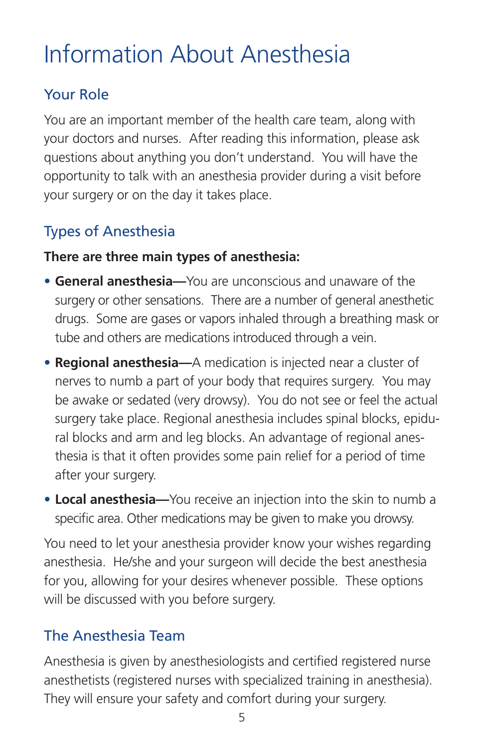# Information About Anesthesia

## Your Role

You are an important member of the health care team, along with your doctors and nurses. After reading this information, please ask questions about anything you don't understand. You will have the opportunity to talk with an anesthesia provider during a visit before your surgery or on the day it takes place.

## Types of Anesthesia

**There are three main types of anesthesia:**

- **General anesthesia—**You are unconscious and unaware of the surgery or other sensations. There are a number of general anesthetic drugs. Some are gases or vapors inhaled through a breathing mask or tube and others are medications introduced through a vein.
- **Regional anesthesia—**A medication is injected near a cluster of nerves to numb a part of your body that requires surgery. You may be awake or sedated (very drowsy). You do not see or feel the actual surgery take place. Regional anesthesia includes spinal blocks, epidural blocks and arm and leg blocks. An advantage of regional anesthesia is that it often provides some pain relief for a period of time after your surgery.
- **Local anesthesia—**You receive an injection into the skin to numb a specific area. Other medications may be given to make you drowsy.

You need to let your anesthesia provider know your wishes regarding anesthesia. He/she and your surgeon will decide the best anesthesia for you, allowing for your desires whenever possible. These options will be discussed with you before surgery.

## The Anesthesia Team

Anesthesia is given by anesthesiologists and certified registered nurse anesthetists (registered nurses with specialized training in anesthesia). They will ensure your safety and comfort during your surgery.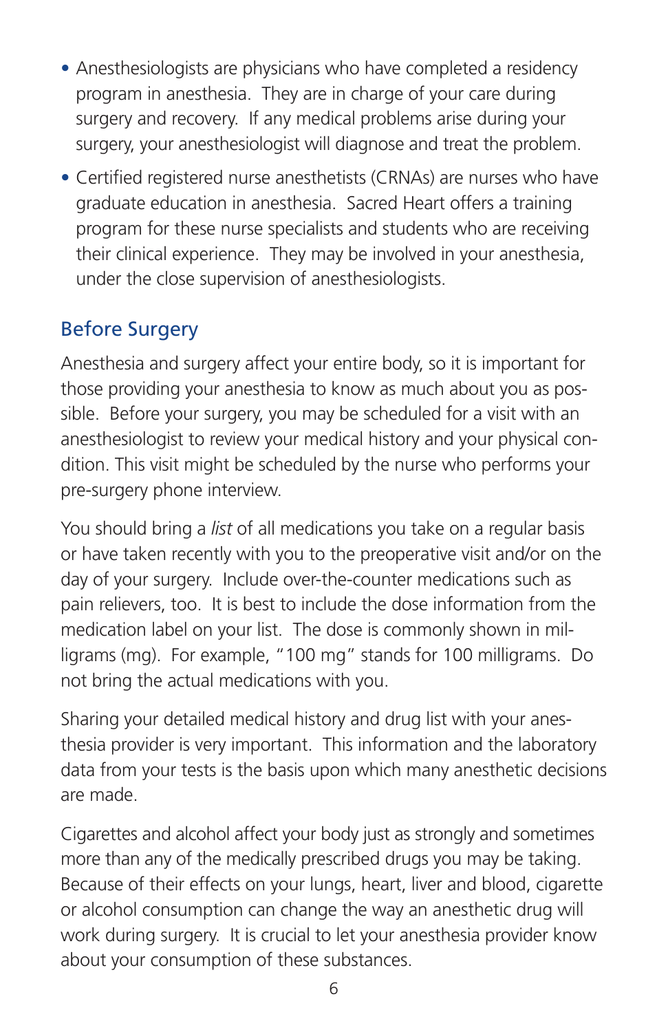- Anesthesiologists are physicians who have completed a residency program in anesthesia. They are in charge of your care during surgery and recovery. If any medical problems arise during your surgery, your anesthesiologist will diagnose and treat the problem.
- Certified registered nurse anesthetists (CRNAs) are nurses who have graduate education in anesthesia. Sacred Heart offers a training program for these nurse specialists and students who are receiving their clinical experience. They may be involved in your anesthesia, under the close supervision of anesthesiologists.

## Before Surgery

Anesthesia and surgery affect your entire body, so it is important for those providing your anesthesia to know as much about you as possible. Before your surgery, you may be scheduled for a visit with an anesthesiologist to review your medical history and your physical condition. This visit might be scheduled by the nurse who performs your pre-surgery phone interview.

You should bring a *list* of all medications you take on a regular basis or have taken recently with you to the preoperative visit and/or on the day of your surgery. Include over-the-counter medications such as pain relievers, too. It is best to include the dose information from the medication label on your list. The dose is commonly shown in milligrams (mg). For example, "100 mg" stands for 100 milligrams. Do not bring the actual medications with you.

Sharing your detailed medical history and drug list with your anesthesia provider is very important. This information and the laboratory data from your tests is the basis upon which many anesthetic decisions are made.

Cigarettes and alcohol affect your body just as strongly and sometimes more than any of the medically prescribed drugs you may be taking. Because of their effects on your lungs, heart, liver and blood, cigarette or alcohol consumption can change the way an anesthetic drug will work during surgery. It is crucial to let your anesthesia provider know about your consumption of these substances.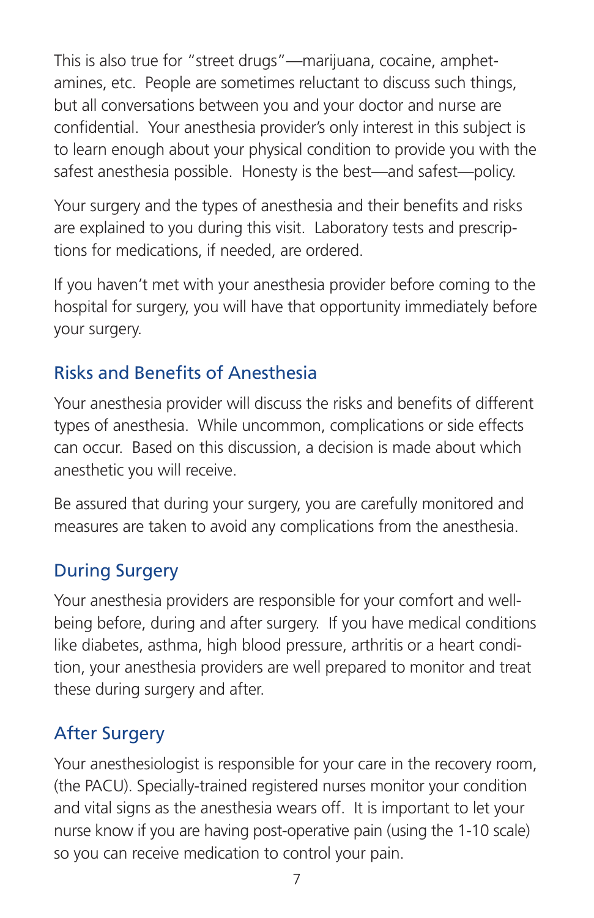This is also true for "street drugs"—marijuana, cocaine, amphetamines, etc. People are sometimes reluctant to discuss such things, but all conversations between you and your doctor and nurse are confidential. Your anesthesia provider's only interest in this subject is to learn enough about your physical condition to provide you with the safest anesthesia possible. Honesty is the best—and safest—policy.

Your surgery and the types of anesthesia and their benefits and risks are explained to you during this visit. Laboratory tests and prescriptions for medications, if needed, are ordered.

If you haven't met with your anesthesia provider before coming to the hospital for surgery, you will have that opportunity immediately before your surgery.

## Risks and Benefits of Anesthesia

Your anesthesia provider will discuss the risks and benefits of different types of anesthesia. While uncommon, complications or side effects can occur. Based on this discussion, a decision is made about which anesthetic you will receive.

Be assured that during your surgery, you are carefully monitored and measures are taken to avoid any complications from the anesthesia.

## During Surgery

Your anesthesia providers are responsible for your comfort and well-being before, during and after surgery. If you have medical conditions like diabetes, asthma, high blood pressure, arthritis or a heart condition, your anesthesia providers are well prepared to monitor and treat these during surgery and after.

## After Surgery

Your anesthesiologist is responsible for your care in the recovery room, (the PACU). Specially-trained registered nurses monitor your condition and vital signs as the anesthesia wears off. It is important to let your nurse know if you are having post-operative pain (using the 1-10 scale) so you can receive medication to control your pain.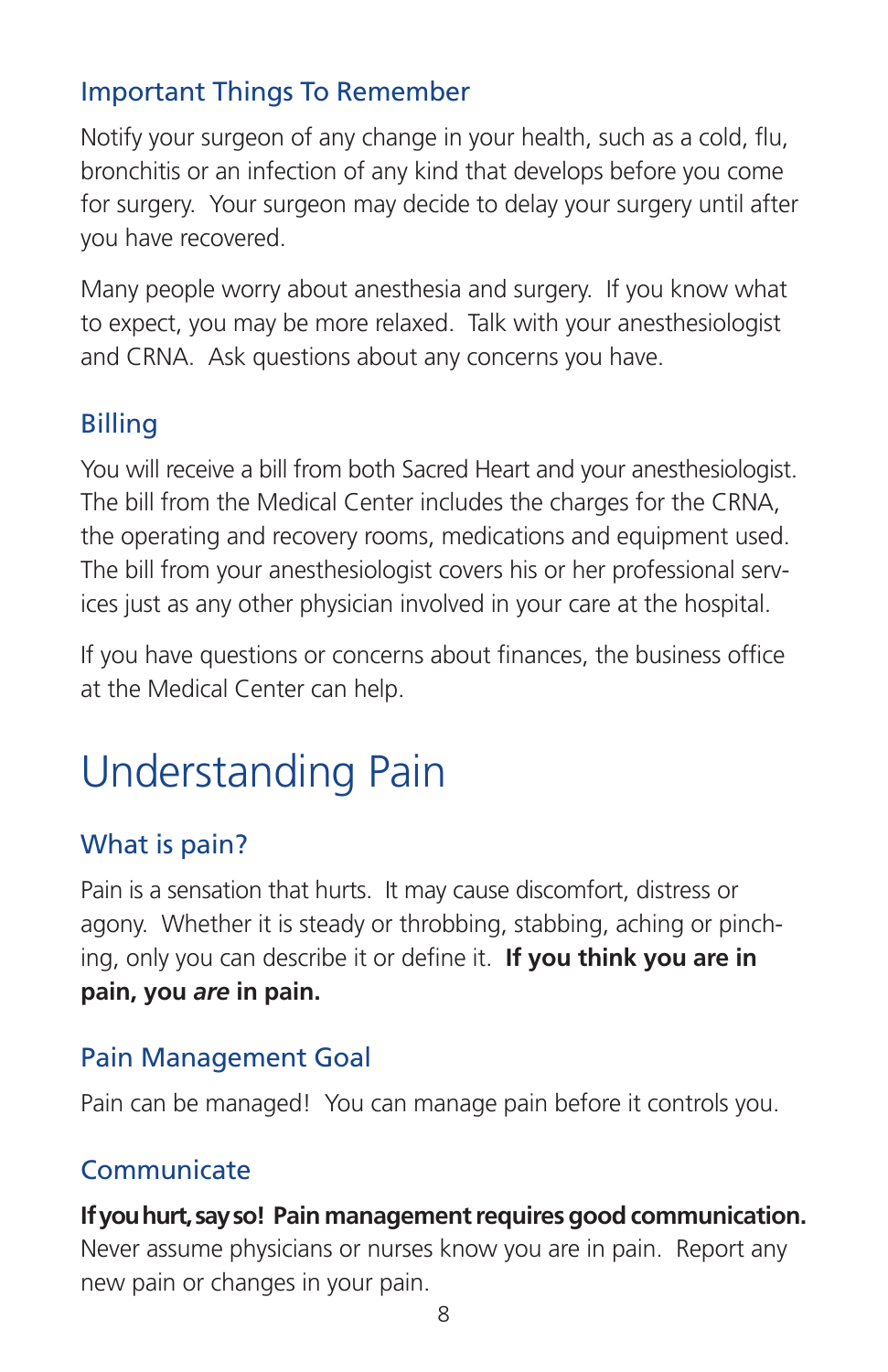### Important Things To Remember

Notify your surgeon of any change in your health, such as a cold, flu, bronchitis or an infection of any kind that develops before you come for surgery. Your surgeon may decide to delay your surgery until after you have recovered.

Many people worry about anesthesia and surgery. If you know what to expect, you may be more relaxed. Talk with your anesthesiologist and CRNA. Ask questions about any concerns you have.

### Billing

You will receive a bill from both Sacred Heart and your anesthesiologist. The bill from the Medical Center includes the charges for the CRNA, the operating and recovery rooms, medications and equipment used. The bill from your anesthesiologist covers his or her professional services just as any other physician involved in your care at the hospital.

If you have questions or concerns about finances, the business office at the Medical Center can help.

# Understanding Pain

### What is pain?

Pain is a sensation that hurts. It may cause discomfort, distress or agony. Whether it is steady or throbbing, stabbing, aching or pinching, only you can describe it or define it. **If you think you are in pain, you *are* in pain.**

### Pain Management Goal

Pain can be managed! You can manage pain before it controls you.

### Communicate

**If you hurt, say so! Pain management requires good communication.** Never assume physicians or nurses know you are in pain. Report any new pain or changes in your pain.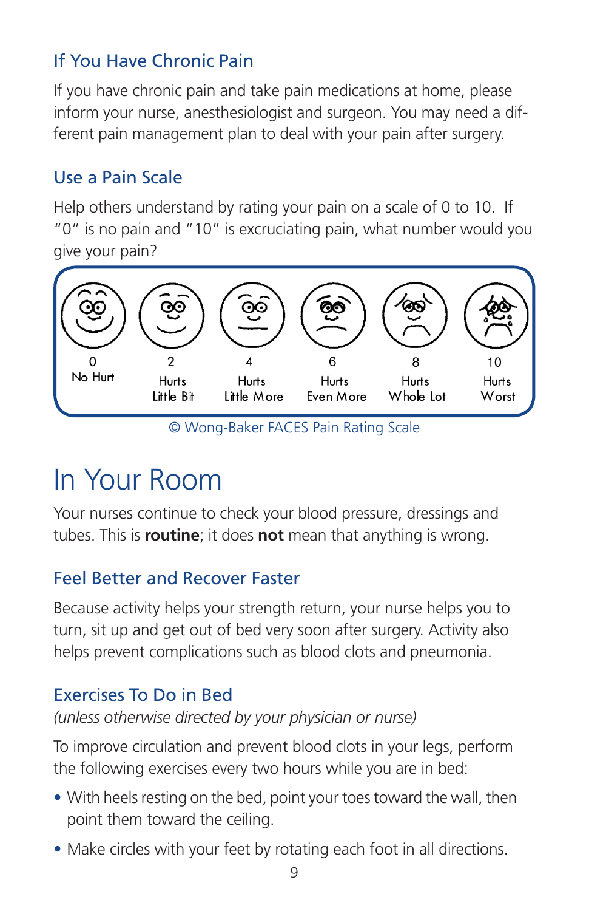## If You Have Chronic Pain

If you have chronic pain and take pain medications at home, please inform your nurse, anesthesiologist and surgeon. You may need a different pain management plan to deal with your pain after surgery.

## Use a Pain Scale

Help others understand by rating your pain on a scale of 0 to 10. If "0" is no pain and "10" is excruciating pain, what number would you give your pain?

| 0 | 2 | 4 | 6 | 8 | 10 |
|---|---|---|---|---|---|
| No Hurt | Hurts Little Bit | Hurts Little More | Hurts Even More | Hurts Whole Lot | Hurts Worst |

© Wong-Baker FACES Pain Rating Scale

# In Your Room

Your nurses continue to check your blood pressure, dressings and tubes. This is **routine**; it does **not** mean that anything is wrong.

## Feel Better and Recover Faster

Because activity helps your strength return, your nurse helps you to turn, sit up and get out of bed very soon after surgery. Activity also helps prevent complications such as blood clots and pneumonia.

## Exercises To Do in Bed

*(unless otherwise directed by your physician or nurse)*

To improve circulation and prevent blood clots in your legs, perform the following exercises every two hours while you are in bed:

- With heels resting on the bed, point your toes toward the wall, then point them toward the ceiling.
- Make circles with your feet by rotating each foot in all directions.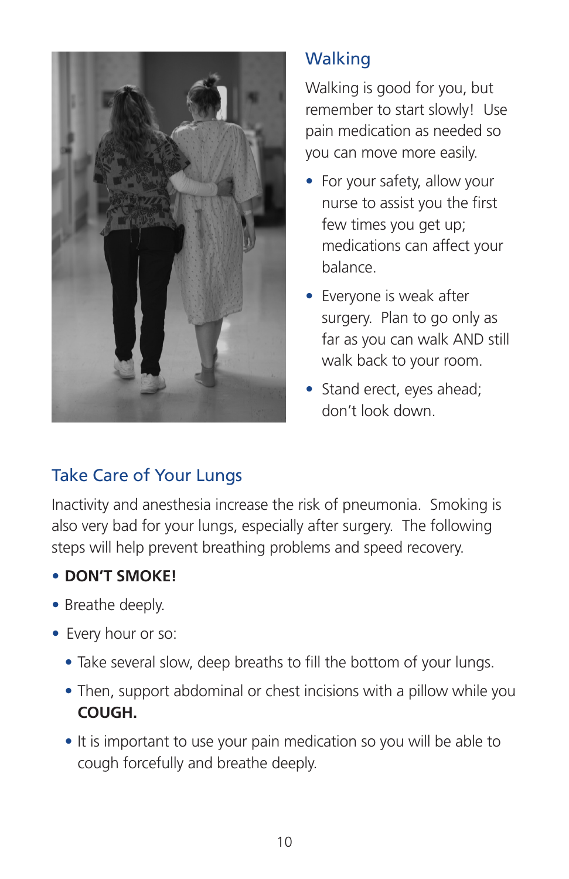## Walking

Walking is good for you, but remember to start slowly! Use pain medication as needed so you can move more easily.

- For your safety, allow your nurse to assist you the first few times you get up; medications can affect your balance.
- Everyone is weak after surgery. Plan to go only as far as you can walk AND still walk back to your room.
- Stand erect, eyes ahead; don't look down.

## Take Care of Your Lungs

Inactivity and anesthesia increase the risk of pneumonia. Smoking is also very bad for your lungs, especially after surgery. The following steps will help prevent breathing problems and speed recovery.

- **DON'T SMOKE!**
- Breathe deeply.
- Every hour or so:
  - Take several slow, deep breaths to fill the bottom of your lungs.
  - Then, support abdominal or chest incisions with a pillow while you **COUGH.**
  - It is important to use your pain medication so you will be able to cough forcefully and breathe deeply.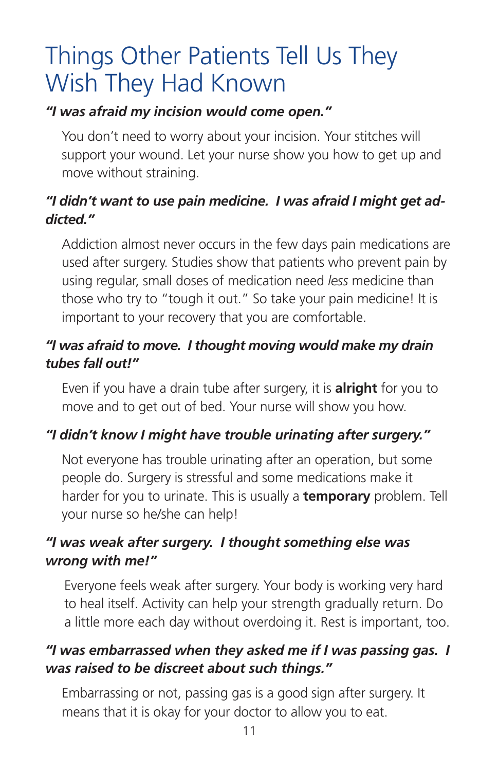# Things Other Patients Tell Us They Wish They Had Known

***"I was afraid my incision would come open."***

You don't need to worry about your incision. Your stitches will support your wound. Let your nurse show you how to get up and move without straining.

***"I didn't want to use pain medicine. I was afraid I might get addicted."***

Addiction almost never occurs in the few days pain medications are used after surgery. Studies show that patients who prevent pain by using regular, small doses of medication need *less* medicine than those who try to "tough it out." So take your pain medicine! It is important to your recovery that you are comfortable.

***"I was afraid to move. I thought moving would make my drain tubes fall out!"***

Even if you have a drain tube after surgery, it is **alright** for you to move and to get out of bed. Your nurse will show you how.

***"I didn't know I might have trouble urinating after surgery."***

Not everyone has trouble urinating after an operation, but some people do. Surgery is stressful and some medications make it harder for you to urinate. This is usually a **temporary** problem. Tell your nurse so he/she can help!

***"I was weak after surgery. I thought something else was wrong with me!"***

Everyone feels weak after surgery. Your body is working very hard to heal itself. Activity can help your strength gradually return. Do a little more each day without overdoing it. Rest is important, too.

***"I was embarrassed when they asked me if I was passing gas. I was raised to be discreet about such things."***

Embarrassing or not, passing gas is a good sign after surgery. It means that it is okay for your doctor to allow you to eat.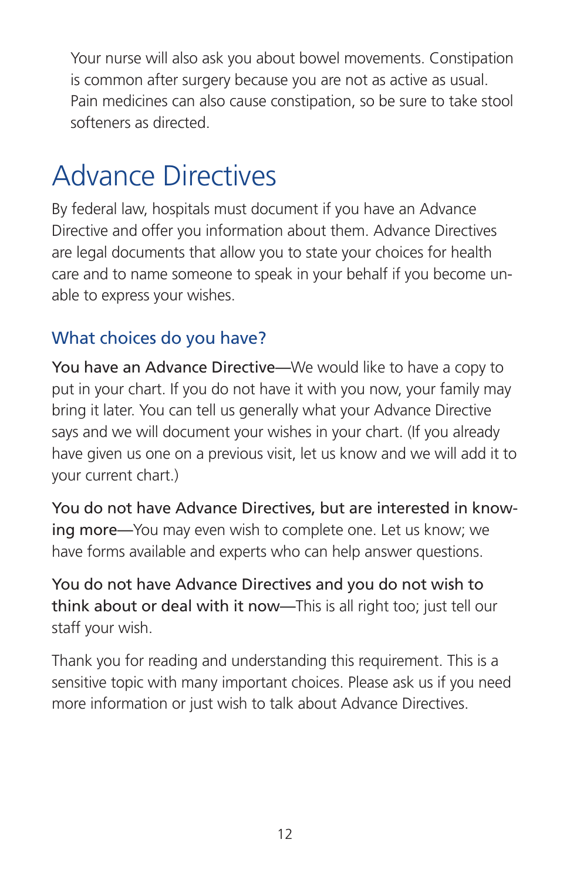Your nurse will also ask you about bowel movements. Constipation is common after surgery because you are not as active as usual. Pain medicines can also cause constipation, so be sure to take stool softeners as directed.

# Advance Directives

By federal law, hospitals must document if you have an Advance Directive and offer you information about them. Advance Directives are legal documents that allow you to state your choices for health care and to name someone to speak in your behalf if you become unable to express your wishes.

## What choices do you have?

**You have an Advance Directive**—We would like to have a copy to put in your chart. If you do not have it with you now, your family may bring it later. You can tell us generally what your Advance Directive says and we will document your wishes in your chart. (If you already have given us one on a previous visit, let us know and we will add it to your current chart.)

**You do not have Advance Directives, but are interested in knowing more**—You may even wish to complete one. Let us know; we have forms available and experts who can help answer questions.

**You do not have Advance Directives and you do not wish to think about or deal with it now**—This is all right too; just tell our staff your wish.

Thank you for reading and understanding this requirement. This is a sensitive topic with many important choices. Please ask us if you need more information or just wish to talk about Advance Directives.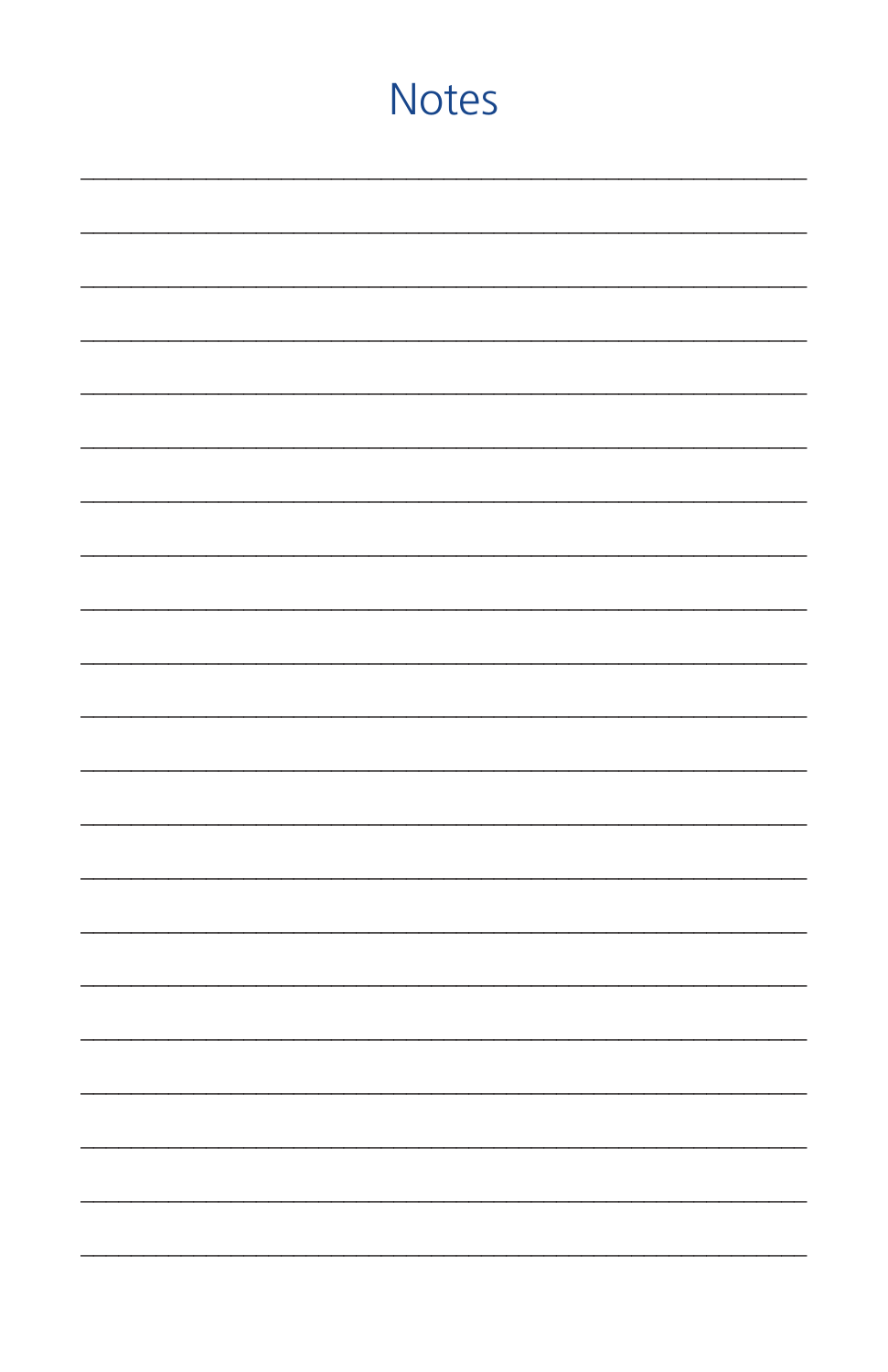# Notes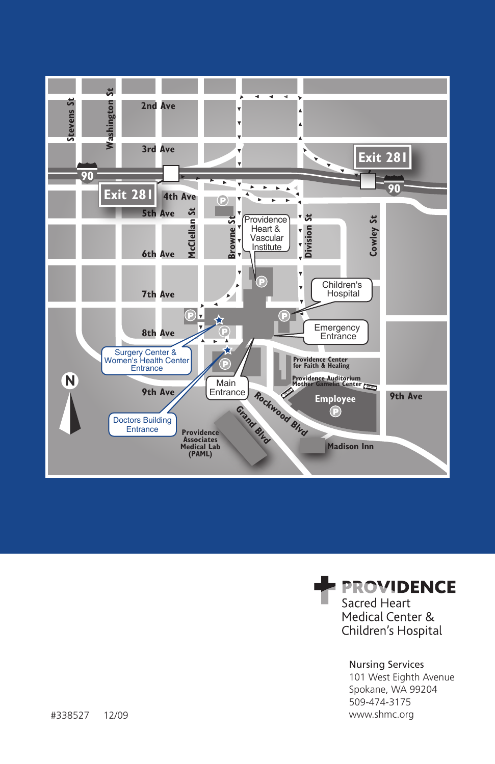Stevens St
Washington St
2nd Ave
3rd Ave
90
Exit 281
4th Ave
5th Ave
McClellan St
Browne St
Providence Heart & Vascular Institute
Division St
Cowley St
Exit 281
90
6th Ave
7th Ave
Children's Hospital
8th Ave
Emergency Entrance
Surgery Center & Women's Health Center Entrance
Providence Center for Faith & Healing
Providence Auditorium Mother Gamelin Center
N
9th Ave
Main Entrance
Employee
9th Ave
Rockwood Blvd
Grand Blvd
Doctors Building Entrance
Providence Associates Medical Lab (PAML)
Madison Inn

**PROVIDENCE**
Sacred Heart Medical Center & Children's Hospital

Nursing Services
101 West Eighth Avenue
Spokane, WA 99204
509-474-3175
www.shmc.org

#338527 12/09